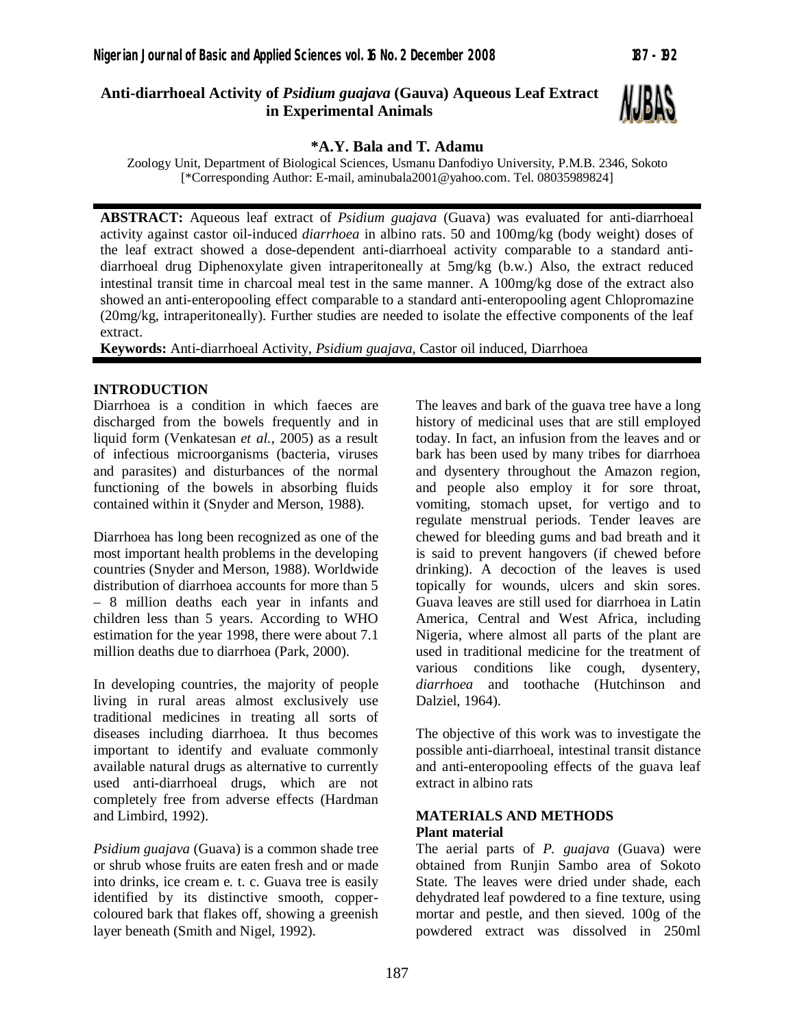# Anti-diarrhoeal Activity of *Psidium guajava* (Gauva) Aqueous Leaf Extract in Experimental Animals

**\*A.Y. Bala and T. Adamu**

Zoology Unit, Department of Biological Sciences, Usmanu Danfodiyo University, P.M.B. 2346, Sokoto
[\*Corresponding Author: E-mail, aminubala2001@yahoo.com. Tel. 08035989824]

**ABSTRACT:** Aqueous leaf extract of *Psidium guajava* (Guava) was evaluated for anti-diarrhoeal activity against castor oil-induced *diarrhoea* in albino rats. 50 and 100mg/kg (body weight) doses of the leaf extract showed a dose-dependent anti-diarrhoeal activity comparable to a standard anti-diarrhoeal drug Diphenoxylate given intraperitoneally at 5mg/kg (b.w.) Also, the extract reduced intestinal transit time in charcoal meal test in the same manner. A 100mg/kg dose of the extract also showed an anti-enteropooling effect comparable to a standard anti-enteropooling agent Chlopromazine (20mg/kg, intraperitoneally). Further studies are needed to isolate the effective components of the leaf extract.

**Keywords:** Anti-diarrhoeal Activity, *Psidium guajava,* Castor oil induced, Diarrhoea

## INTRODUCTION

Diarrhoea is a condition in which faeces are discharged from the bowels frequently and in liquid form (Venkatesan *et al.*, 2005) as a result of infectious microorganisms (bacteria, viruses and parasites) and disturbances of the normal functioning of the bowels in absorbing fluids contained within it (Snyder and Merson, 1988).

Diarrhoea has long been recognized as one of the most important health problems in the developing countries (Snyder and Merson, 1988). Worldwide distribution of diarrhoea accounts for more than 5 – 8 million deaths each year in infants and children less than 5 years. According to WHO estimation for the year 1998, there were about 7.1 million deaths due to diarrhoea (Park, 2000).

In developing countries, the majority of people living in rural areas almost exclusively use traditional medicines in treating all sorts of diseases including diarrhoea. It thus becomes important to identify and evaluate commonly available natural drugs as alternative to currently used anti-diarrhoeal drugs, which are not completely free from adverse effects (Hardman and Limbird, 1992).

*Psidium guajava* (Guava) is a common shade tree or shrub whose fruits are eaten fresh and or made into drinks, ice cream e. t. c. Guava tree is easily identified by its distinctive smooth, copper-coloured bark that flakes off, showing a greenish layer beneath (Smith and Nigel, 1992).

The leaves and bark of the guava tree have a long history of medicinal uses that are still employed today. In fact, an infusion from the leaves and or bark has been used by many tribes for diarrhoea and dysentery throughout the Amazon region, and people also employ it for sore throat, vomiting, stomach upset, for vertigo and to regulate menstrual periods. Tender leaves are chewed for bleeding gums and bad breath and it is said to prevent hangovers (if chewed before drinking). A decoction of the leaves is used topically for wounds, ulcers and skin sores. Guava leaves are still used for diarrhoea in Latin America, Central and West Africa, including Nigeria, where almost all parts of the plant are used in traditional medicine for the treatment of various conditions like cough, dysentery, *diarrhoea* and toothache (Hutchinson and Dalziel, 1964).

The objective of this work was to investigate the possible anti-diarrhoeal, intestinal transit distance and anti-enteropooling effects of the guava leaf extract in albino rats

## MATERIALS AND METHODS

### Plant material

The aerial parts of *P. guajava* (Guava) were obtained from Runjin Sambo area of Sokoto State. The leaves were dried under shade, each dehydrated leaf powdered to a fine texture, using mortar and pestle, and then sieved. 100g of the powdered extract was dissolved in 250ml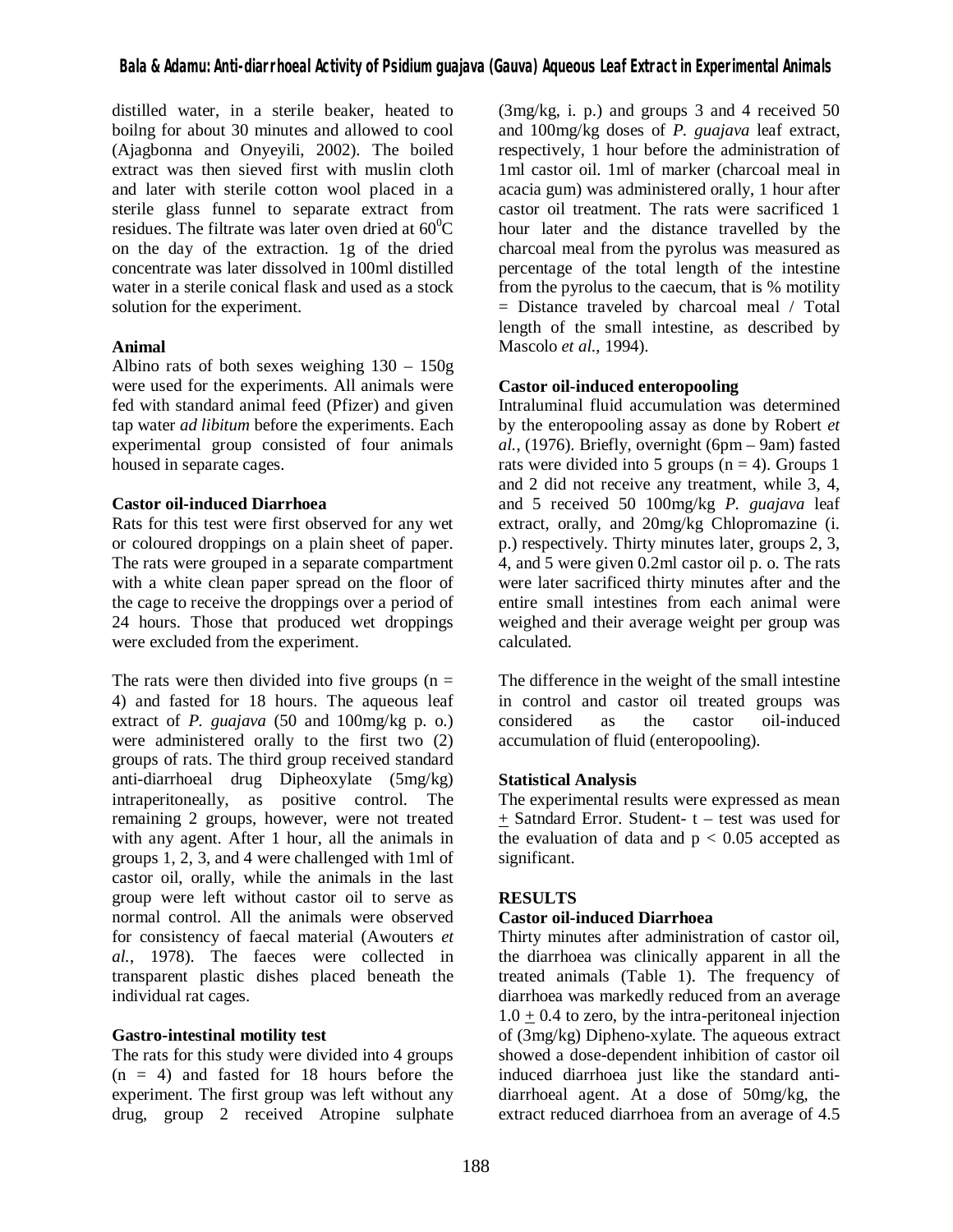distilled water, in a sterile beaker, heated to boilng for about 30 minutes and allowed to cool (Ajagbonna and Onyeyili, 2002). The boiled extract was then sieved first with muslin cloth and later with sterile cotton wool placed in a sterile glass funnel to separate extract from residues. The filtrate was later oven dried at $60^0$C on the day of the extraction. 1g of the dried concentrate was later dissolved in 100ml distilled water in a sterile conical flask and used as a stock solution for the experiment.

**Animal**

Albino rats of both sexes weighing 130 – 150g were used for the experiments. All animals were fed with standard animal feed (Pfizer) and given tap water *ad libitum* before the experiments. Each experimental group consisted of four animals housed in separate cages.

**Castor oil-induced Diarrhoea**

Rats for this test were first observed for any wet or coloured droppings on a plain sheet of paper. The rats were grouped in a separate compartment with a white clean paper spread on the floor of the cage to receive the droppings over a period of 24 hours. Those that produced wet droppings were excluded from the experiment.

The rats were then divided into five groups (n = 4) and fasted for 18 hours. The aqueous leaf extract of *P. guajava* (50 and 100mg/kg p. o.) were administered orally to the first two (2) groups of rats. The third group received standard anti-diarrhoeal drug Dipheoxylate (5mg/kg) intraperitoneally, as positive control. The remaining 2 groups, however, were not treated with any agent. After 1 hour, all the animals in groups 1, 2, 3, and 4 were challenged with 1ml of castor oil, orally, while the animals in the last group were left without castor oil to serve as normal control. All the animals were observed for consistency of faecal material (Awouters *et al.*, 1978). The faeces were collected in transparent plastic dishes placed beneath the individual rat cages.

**Gastro-intestinal motility test**

The rats for this study were divided into 4 groups (n = 4) and fasted for 18 hours before the experiment. The first group was left without any drug, group 2 received Atropine sulphate (3mg/kg, i. p.) and groups 3 and 4 received 50 and 100mg/kg doses of *P. guajava* leaf extract, respectively, 1 hour before the administration of 1ml castor oil. 1ml of marker (charcoal meal in acacia gum) was administered orally, 1 hour after castor oil treatment. The rats were sacrificed 1 hour later and the distance travelled by the charcoal meal from the pyrolus was measured as percentage of the total length of the intestine from the pyrolus to the caecum, that is % motility = Distance traveled by charcoal meal / Total length of the small intestine, as described by Mascolo *et al.*, 1994).

**Castor oil-induced enteropooling**

Intraluminal fluid accumulation was determined by the enteropooling assay as done by Robert *et al.*, (1976). Briefly, overnight (6pm – 9am) fasted rats were divided into 5 groups (n = 4). Groups 1 and 2 did not receive any treatment, while 3, 4, and 5 received 50 100mg/kg *P. guajava* leaf extract, orally, and 20mg/kg Chlopromazine (i. p.) respectively. Thirty minutes later, groups 2, 3, 4, and 5 were given 0.2ml castor oil p. o. The rats were later sacrificed thirty minutes after and the entire small intestines from each animal were weighed and their average weight per group was calculated.

The difference in the weight of the small intestine in control and castor oil treated groups was considered as the castor oil-induced accumulation of fluid (enteropooling).

**Statistical Analysis**

The experimental results were expressed as mean $\pm$ Satndard Error. Student- t – test was used for the evaluation of data and $p < 0.05$ accepted as significant.

**RESULTS**

**Castor oil-induced Diarrhoea**

Thirty minutes after administration of castor oil, the diarrhoea was clinically apparent in all the treated animals (Table 1). The frequency of diarrhoea was markedly reduced from an average $1.0 \pm 0.4$ to zero, by the intra-peritoneal injection of (3mg/kg) Dipheno-xylate. The aqueous extract showed a dose-dependent inhibition of castor oil induced diarrhoea just like the standard anti-diarrhoeal agent. At a dose of 50mg/kg, the extract reduced diarrhoea from an average of 4.5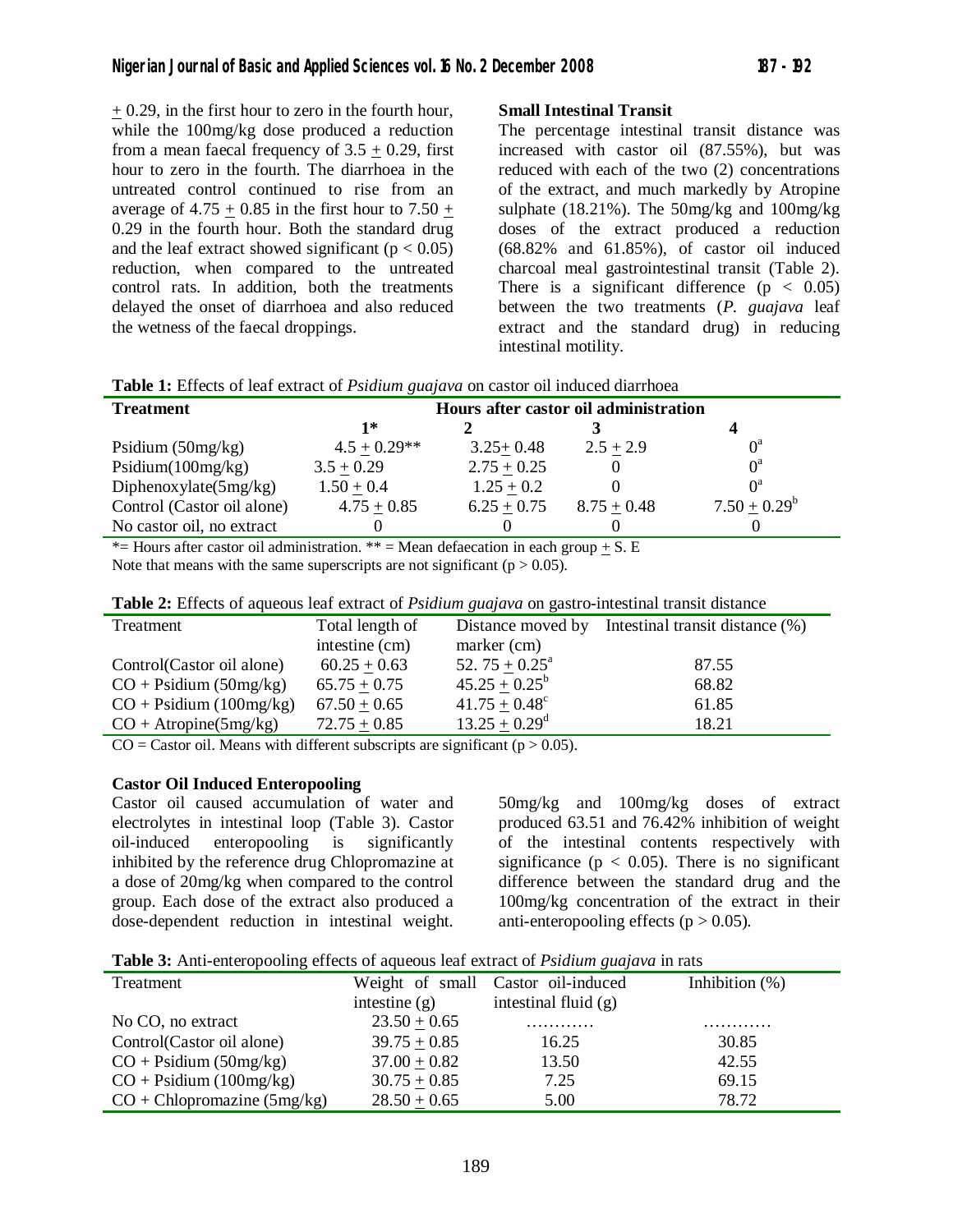$\pm$ 0.29, in the first hour to zero in the fourth hour, while the 100mg/kg dose produced a reduction from a mean faecal frequency of 3.5 $\pm$ 0.29, first hour to zero in the fourth. The diarrhoea in the untreated control continued to rise from an average of 4.75 $\pm$ 0.85 in the first hour to 7.50 $\pm$ 0.29 in the fourth hour. Both the standard drug and the leaf extract showed significant ($p < 0.05$) reduction, when compared to the untreated control rats. In addition, both the treatments delayed the onset of diarrhoea and also reduced the wetness of the faecal droppings.

**Small Intestinal Transit**

The percentage intestinal transit distance was increased with castor oil (87.55%), but was reduced with each of the two (2) concentrations of the extract, and much markedly by Atropine sulphate (18.21%). The 50mg/kg and 100mg/kg doses of the extract produced a reduction (68.82% and 61.85%), of castor oil induced charcoal meal gastrointestinal transit (Table 2). There is a significant difference ($p < 0.05$) between the two treatments (*P. guajava* leaf extract and the standard drug) in reducing intestinal motility.

**Table 1:** Effects of leaf extract of *Psidium guajava* on castor oil induced diarrhoea

| Treatment | Hours after castor oil administration | | | |
|---|---|---|---|---|
| | 1* | 2 | 3 | 4 |
| Psidium (50mg/kg) | 4.5 $\pm$ 0.29** | 3.25 $\pm$ 0.48 | 2.5 $\pm$ 2.9 | $0^a$ |
| Psidium(100mg/kg) | 3.5 $\pm$ 0.29 | 2.75 $\pm$ 0.25 | 0 | $0^a$ |
| Diphenoxylate(5mg/kg) | 1.50 $\pm$ 0.4 | 1.25 $\pm$ 0.2 | 0 | $0^a$ |
| Control (Castor oil alone) | 4.75 $\pm$ 0.85 | 6.25 $\pm$ 0.75 | 8.75 $\pm$ 0.48 | 7.50 $\pm$ $0.29^b$ |
| No castor oil, no extract | 0 | 0 | 0 | 0 |

*= Hours after castor oil administration. ** = Mean defaecation in each group $\pm$ S. E
Note that means with the same superscripts are not significant ($p > 0.05$).

**Table 2:** Effects of aqueous leaf extract of *Psidium guajava* on gastro-intestinal transit distance

| Treatment | Total length of intestine (cm) | Distance moved by marker (cm) | Intestinal transit distance (%) |
|---|---|---|---|
| Control(Castor oil alone) | 60.25 $\pm$ 0.63 | 52. 75 $\pm$ $0.25^a$ | 87.55 |
| CO + Psidium (50mg/kg) | 65.75 $\pm$ 0.75 | 45.25 $\pm$ $0.25^b$ | 68.82 |
| CO + Psidium (100mg/kg) | 67.50 $\pm$ 0.65 | 41.75 $\pm$ $0.48^c$ | 61.85 |
| CO + Atropine(5mg/kg) | 72.75 $\pm$ 0.85 | 13.25 $\pm$ $0.29^d$ | 18.21 |

CO = Castor oil. Means with different subscripts are significant ($p > 0.05$).

**Castor Oil Induced Enteropooling**

Castor oil caused accumulation of water and electrolytes in intestinal loop (Table 3). Castor oil-induced enteropooling is significantly inhibited by the reference drug Chlopromazine at a dose of 20mg/kg when compared to the control group. Each dose of the extract also produced a dose-dependent reduction in intestinal weight. 50mg/kg and 100mg/kg doses of extract produced 63.51 and 76.42% inhibition of weight of the intestinal contents respectively with significance ($p < 0.05$). There is no significant difference between the standard drug and the 100mg/kg concentration of the extract in their anti-enteropooling effects ($p > 0.05$).

**Table 3:** Anti-enteropooling effects of aqueous leaf extract of *Psidium guajava* in rats

| Treatment | Weight of small intestine (g) | Castor oil-induced intestinal fluid (g) | Inhibition (%) |
|---|---|---|---|
| No CO, no extract | 23.50 $\pm$ 0.65 | ………… | ………… |
| Control(Castor oil alone) | 39.75 $\pm$ 0.85 | 16.25 | 30.85 |
| CO + Psidium (50mg/kg) | 37.00 $\pm$ 0.82 | 13.50 | 42.55 |
| CO + Psidium (100mg/kg) | 30.75 $\pm$ 0.85 | 7.25 | 69.15 |
| CO + Chlopromazine (5mg/kg) | 28.50 $\pm$ 0.65 | 5.00 | 78.72 |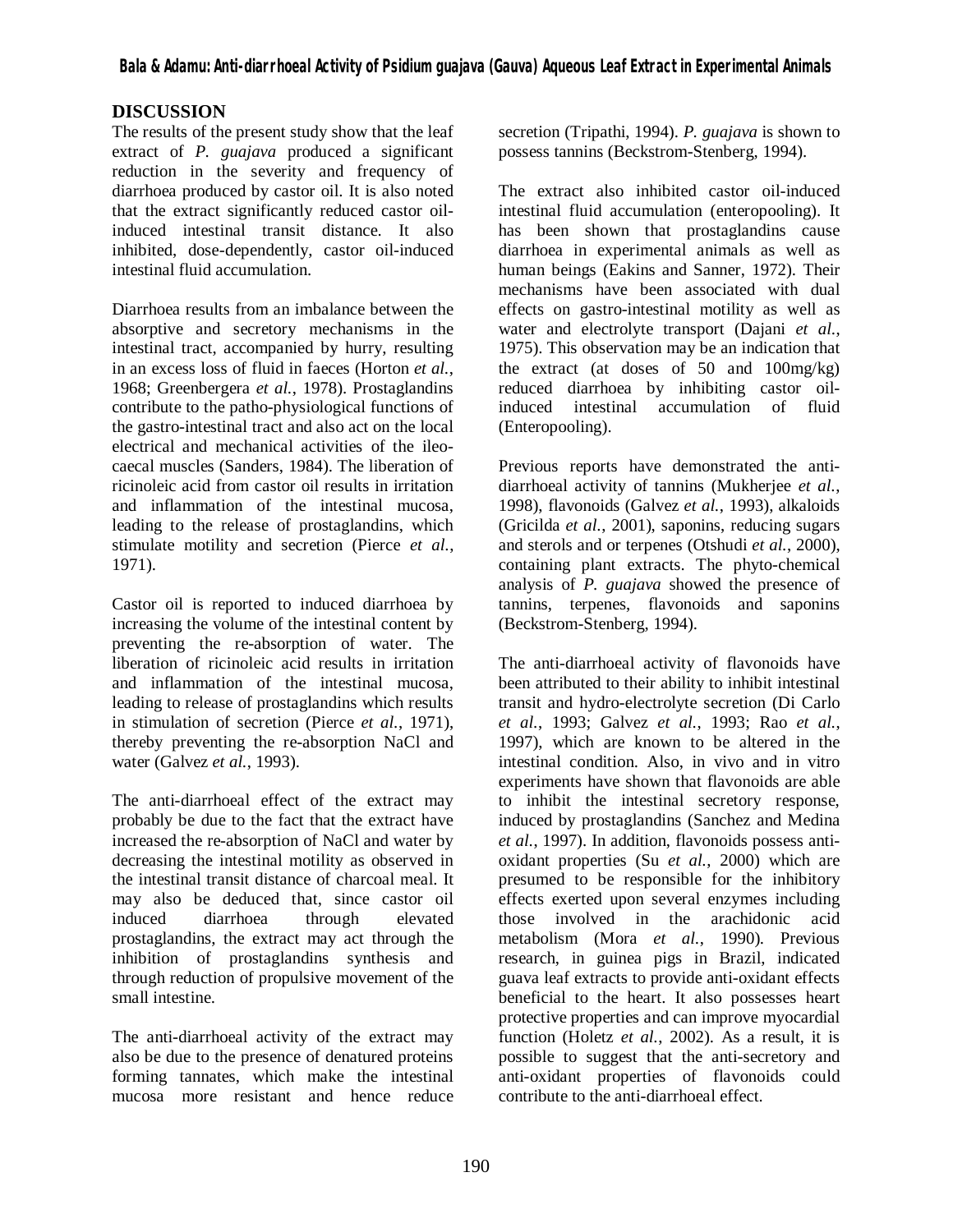## DISCUSSION

The results of the present study show that the leaf extract of *P. guajava* produced a significant reduction in the severity and frequency of diarrhoea produced by castor oil. It is also noted that the extract significantly reduced castor oil-induced intestinal transit distance. It also inhibited, dose-dependently, castor oil-induced intestinal fluid accumulation.

Diarrhoea results from an imbalance between the absorptive and secretory mechanisms in the intestinal tract, accompanied by hurry, resulting in an excess loss of fluid in faeces (Horton *et al.*, 1968; Greenbergera *et al.*, 1978). Prostaglandins contribute to the patho-physiological functions of the gastro-intestinal tract and also act on the local electrical and mechanical activities of the ileo-caecal muscles (Sanders, 1984). The liberation of ricinoleic acid from castor oil results in irritation and inflammation of the intestinal mucosa, leading to the release of prostaglandins, which stimulate motility and secretion (Pierce *et al.*, 1971).

Castor oil is reported to induced diarrhoea by increasing the volume of the intestinal content by preventing the re-absorption of water. The liberation of ricinoleic acid results in irritation and inflammation of the intestinal mucosa, leading to release of prostaglandins which results in stimulation of secretion (Pierce *et al.*, 1971), thereby preventing the re-absorption NaCl and water (Galvez *et al.*, 1993).

The anti-diarrhoeal effect of the extract may probably be due to the fact that the extract have increased the re-absorption of NaCl and water by decreasing the intestinal motility as observed in the intestinal transit distance of charcoal meal. It may also be deduced that, since castor oil induced diarrhoea through elevated prostaglandins, the extract may act through the inhibition of prostaglandins synthesis and through reduction of propulsive movement of the small intestine.

The anti-diarrhoeal activity of the extract may also be due to the presence of denatured proteins forming tannates, which make the intestinal mucosa more resistant and hence reduce secretion (Tripathi, 1994). *P. guajava* is shown to possess tannins (Beckstrom-Stenberg, 1994).

The extract also inhibited castor oil-induced intestinal fluid accumulation (enteropooling). It has been shown that prostaglandins cause diarrhoea in experimental animals as well as human beings (Eakins and Sanner, 1972). Their mechanisms have been associated with dual effects on gastro-intestinal motility as well as water and electrolyte transport (Dajani *et al.*, 1975). This observation may be an indication that the extract (at doses of 50 and 100mg/kg) reduced diarrhoea by inhibiting castor oil-induced intestinal accumulation of fluid (Enteropooling).

Previous reports have demonstrated the anti-diarrhoeal activity of tannins (Mukherjee *et al.*, 1998), flavonoids (Galvez *et al.*, 1993), alkaloids (Gricilda *et al.*, 2001), saponins, reducing sugars and sterols and or terpenes (Otshudi *et al.*, 2000), containing plant extracts. The phyto-chemical analysis of *P. guajava* showed the presence of tannins, terpenes, flavonoids and saponins (Beckstrom-Stenberg, 1994).

The anti-diarrhoeal activity of flavonoids have been attributed to their ability to inhibit intestinal transit and hydro-electrolyte secretion (Di Carlo *et al.*, 1993; Galvez *et al.*, 1993; Rao *et al.*, 1997), which are known to be altered in the intestinal condition. Also, in vivo and in vitro experiments have shown that flavonoids are able to inhibit the intestinal secretory response, induced by prostaglandins (Sanchez and Medina *et al.*, 1997). In addition, flavonoids possess anti-oxidant properties (Su *et al.*, 2000) which are presumed to be responsible for the inhibitory effects exerted upon several enzymes including those involved in the arachidonic acid metabolism (Mora *et al.*, 1990). Previous research, in guinea pigs in Brazil, indicated guava leaf extracts to provide anti-oxidant effects beneficial to the heart. It also possesses heart protective properties and can improve myocardial function (Holetz *et al.*, 2002). As a result, it is possible to suggest that the anti-secretory and anti-oxidant properties of flavonoids could contribute to the anti-diarrhoeal effect.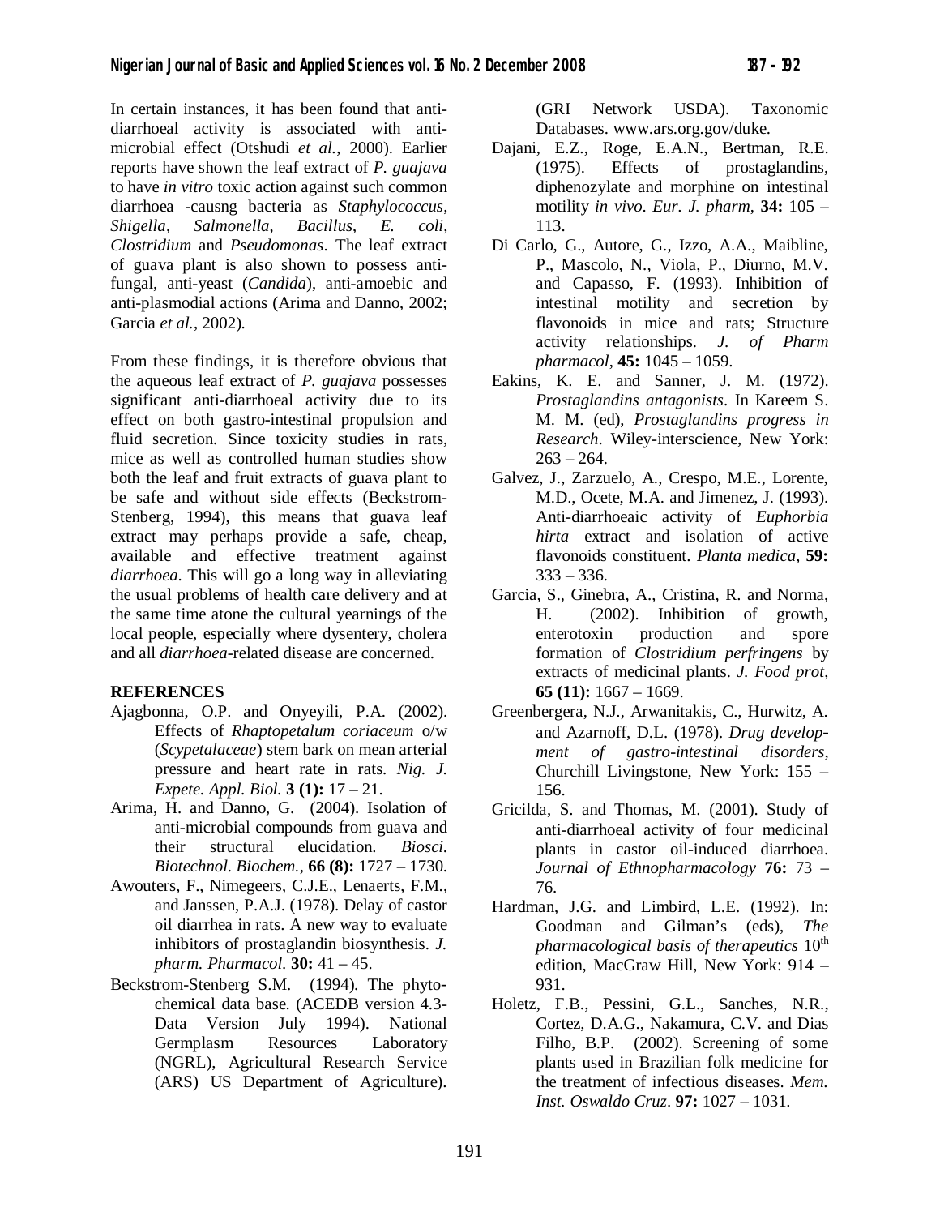In certain instances, it has been found that anti-diarrhoeal activity is associated with anti-microbial effect (Otshudi *et al.*, 2000). Earlier reports have shown the leaf extract of *P. guajava* to have *in vitro* toxic action against such common diarrhoea -causng bacteria as *Staphylococcus*, *Shigella*, *Salmonella*, *Bacillus*, *E. coli*, *Clostridium* and *Pseudomonas*. The leaf extract of guava plant is also shown to possess anti-fungal, anti-yeast (*Candida*), anti-amoebic and anti-plasmodial actions (Arima and Danno, 2002; Garcia *et al.*, 2002).

From these findings, it is therefore obvious that the aqueous leaf extract of *P. guajava* possesses significant anti-diarrhoeal activity due to its effect on both gastro-intestinal propulsion and fluid secretion. Since toxicity studies in rats, mice as well as controlled human studies show both the leaf and fruit extracts of guava plant to be safe and without side effects (Beckstrom-Stenberg, 1994), this means that guava leaf extract may perhaps provide a safe, cheap, available and effective treatment against *diarrhoea*. This will go a long way in alleviating the usual problems of health care delivery and at the same time atone the cultural yearnings of the local people, especially where dysentery, cholera and all *diarrhoea*-related disease are concerned.

## REFERENCES

Ajagbonna, O.P. and Onyeyili, P.A. (2002). Effects of *Rhaptopetalum coriaceum* o/w (*Scypetalaceae*) stem bark on mean arterial pressure and heart rate in rats. *Nig. J. Expete. Appl. Biol.* **3 (1):** 17 – 21.

Arima, H. and Danno, G. (2004). Isolation of anti-microbial compounds from guava and their structural elucidation. *Biosci. Biotechnol. Biochem.*, **66 (8):** 1727 – 1730.

Awouters, F., Nimegeers, C.J.E., Lenaerts, F.M., and Janssen, P.A.J. (1978). Delay of castor oil diarrhea in rats. A new way to evaluate inhibitors of prostaglandin biosynthesis. *J. pharm. Pharmacol.* **30:** 41 – 45.

Beckstrom-Stenberg S.M. (1994). The phyto-chemical data base. (ACEDB version 4.3-Data Version July 1994). National Germplasm Resources Laboratory (NGRL), Agricultural Research Service (ARS) US Department of Agriculture). (GRI Network USDA). Taxonomic Databases. www.ars.org.gov/duke.

Dajani, E.Z., Roge, E.A.N., Bertman, R.E. (1975). Effects of prostaglandins, diphenozylate and morphine on intestinal motility *in vivo*. *Eur. J. pharm*, **34:** 105 – 113.

Di Carlo, G., Autore, G., Izzo, A.A., Maibline, P., Mascolo, N., Viola, P., Diurno, M.V. and Capasso, F. (1993). Inhibition of intestinal motility and secretion by flavonoids in mice and rats; Structure activity relationships. *J. of Pharm pharmacol*, **45:** 1045 – 1059.

Eakins, K. E. and Sanner, J. M. (1972). *Prostaglandins antagonists*. In Kareem S. M. M. (ed), *Prostaglandins progress in Research*. Wiley-interscience, New York: 263 – 264.

Galvez, J., Zarzuelo, A., Crespo, M.E., Lorente, M.D., Ocete, M.A. and Jimenez, J. (1993). Anti-diarrhoeaic activity of *Euphorbia hirta* extract and isolation of active flavonoids constituent. *Planta medica*, **59:** 333 – 336.

Garcia, S., Ginebra, A., Cristina, R. and Norma, H. (2002). Inhibition of growth, enterotoxin production and spore formation of *Clostridium perfringens* by extracts of medicinal plants. *J. Food prot*, **65 (11):** 1667 – 1669.

Greenbergera, N.J., Arwanitakis, C., Hurwitz, A. and Azarnoff, D.L. (1978). *Drug development of gastro-intestinal disorders*, Churchill Livingstone, New York: 155 – 156.

Gricilda, S. and Thomas, M. (2001). Study of anti-diarrhoeal activity of four medicinal plants in castor oil-induced diarrhoea. *Journal of Ethnopharmacology* **76:** 73 – 76.

Hardman, J.G. and Limbird, L.E. (1992). In: Goodman and Gilman's (eds), *The pharmacological basis of therapeutics* 10th edition, MacGraw Hill, New York: 914 – 931.

Holetz, F.B., Pessini, G.L., Sanches, N.R., Cortez, D.A.G., Nakamura, C.V. and Dias Filho, B.P. (2002). Screening of some plants used in Brazilian folk medicine for the treatment of infectious diseases. *Mem. Inst. Oswaldo Cruz*. **97:** 1027 – 1031.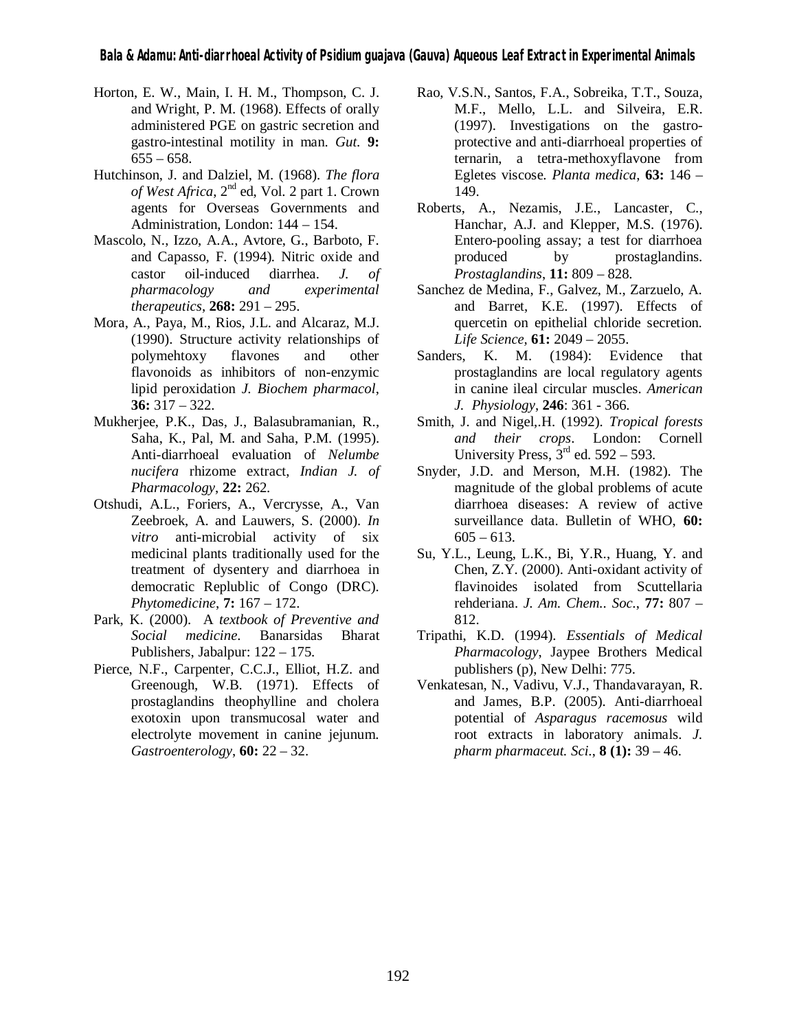Horton, E. W., Main, I. H. M., Thompson, C. J. and Wright, P. M. (1968). Effects of orally administered PGE on gastric secretion and gastro-intestinal motility in man. *Gut*. **9:** 655 – 658.

Hutchinson, J. and Dalziel, M. (1968). *The flora of West Africa*, 2nd ed, Vol. 2 part 1. Crown agents for Overseas Governments and Administration, London: 144 – 154.

Mascolo, N., Izzo, A.A., Avtore, G., Barboto, F. and Capasso, F. (1994). Nitric oxide and castor oil-induced diarrhea. *J. of pharmacology and experimental therapeutics*, **268:** 291 – 295.

Mora, A., Paya, M., Rios, J.L. and Alcaraz, M.J. (1990). Structure activity relationships of polymehtoxy flavones and other flavonoids as inhibitors of non-enzymic lipid peroxidation *J. Biochem pharmacol*, **36:** 317 – 322.

Mukherjee, P.K., Das, J., Balasubramanian, R., Saha, K., Pal, M. and Saha, P.M. (1995). Anti-diarrhoeal evaluation of *Nelumbe nucifera* rhizome extract, *Indian J. of Pharmacology*, **22:** 262.

Otshudi, A.L., Foriers, A., Vercrysse, A., Van Zeebroek, A. and Lauwers, S. (2000). *In vitro* anti-microbial activity of six medicinal plants traditionally used for the treatment of dysentery and diarrhoea in democratic Replublic of Congo (DRC). *Phytomedicine*, **7:** 167 – 172.

Park, K. (2000). A *textbook of Preventive and Social medicine*. Banarsidas Bharat Publishers, Jabalpur: 122 – 175.

Pierce, N.F., Carpenter, C.C.J., Elliot, H.Z. and Greenough, W.B. (1971). Effects of prostaglandins theophylline and cholera exotoxin upon transmucosal water and electrolyte movement in canine jejunum. *Gastroenterology*, **60:** 22 – 32.

Rao, V.S.N., Santos, F.A., Sobreika, T.T., Souza, M.F., Mello, L.L. and Silveira, E.R. (1997). Investigations on the gastro-protective and anti-diarrhoeal properties of ternarin, a tetra-methoxyflavone from Egletes viscose. *Planta medica*, **63:** 146 – 149.

Roberts, A., Nezamis, J.E., Lancaster, C., Hanchar, A.J. and Klepper, M.S. (1976). Entero-pooling assay; a test for diarrhoea produced by prostaglandins. *Prostaglandins*, **11:** 809 – 828.

Sanchez de Medina, F., Galvez, M., Zarzuelo, A. and Barret, K.E. (1997). Effects of quercetin on epithelial chloride secretion. *Life Science*, **61:** 2049 – 2055.

Sanders, K. M. (1984): Evidence that prostaglandins are local regulatory agents in canine ileal circular muscles. *American J. Physiology*, **246**: 361 - 366.

Smith, J. and Nigel,.H. (1992). *Tropical forests and their crops*. London: Cornell University Press, 3rd ed. 592 – 593.

Snyder, J.D. and Merson, M.H. (1982). The magnitude of the global problems of acute diarrhoea diseases: A review of active surveillance data. Bulletin of WHO, **60:** 605 – 613.

Su, Y.L., Leung, L.K., Bi, Y.R., Huang, Y. and Chen, Z.Y. (2000). Anti-oxidant activity of flavinoides isolated from Scuttellaria rehderiana. *J. Am. Chem.. Soc.*, **77:** 807 – 812.

Tripathi, K.D. (1994). *Essentials of Medical Pharmacology*, Jaypee Brothers Medical publishers (p), New Delhi: 775.

Venkatesan, N., Vadivu, V.J., Thandavarayan, R. and James, B.P. (2005). Anti-diarrhoeal potential of *Asparagus racemosus* wild root extracts in laboratory animals. *J. pharm pharmaceut. Sci.*, **8 (1):** 39 – 46.